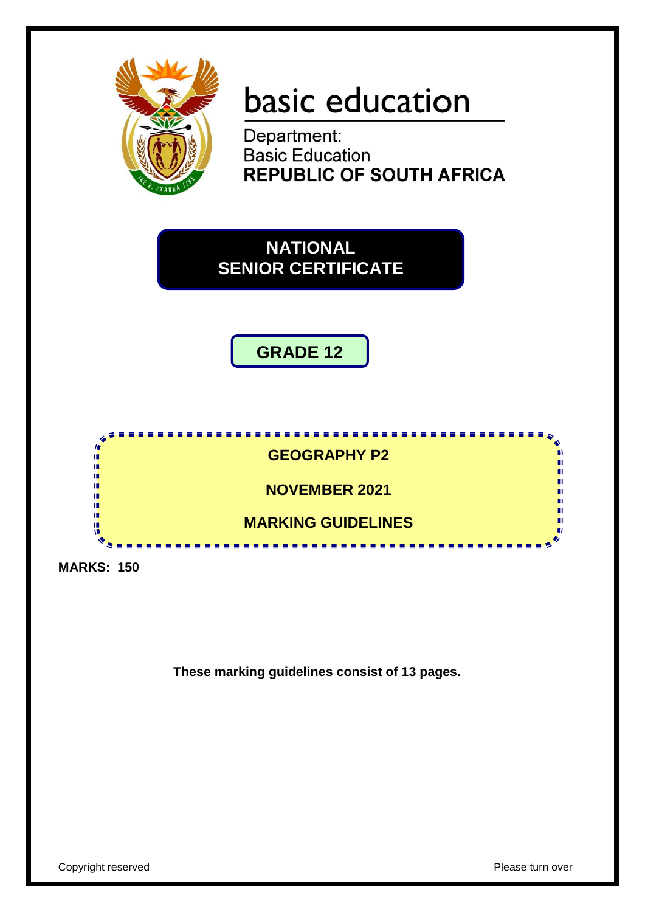# basic education

Department:
Basic Education
**REPUBLIC OF SOUTH AFRICA**

## NATIONAL SENIOR CERTIFICATE

## GRADE 12

## GEOGRAPHY P2

## NOVEMBER 2021

## MARKING GUIDELINES

**MARKS: 150**

**These marking guidelines consist of 13 pages.**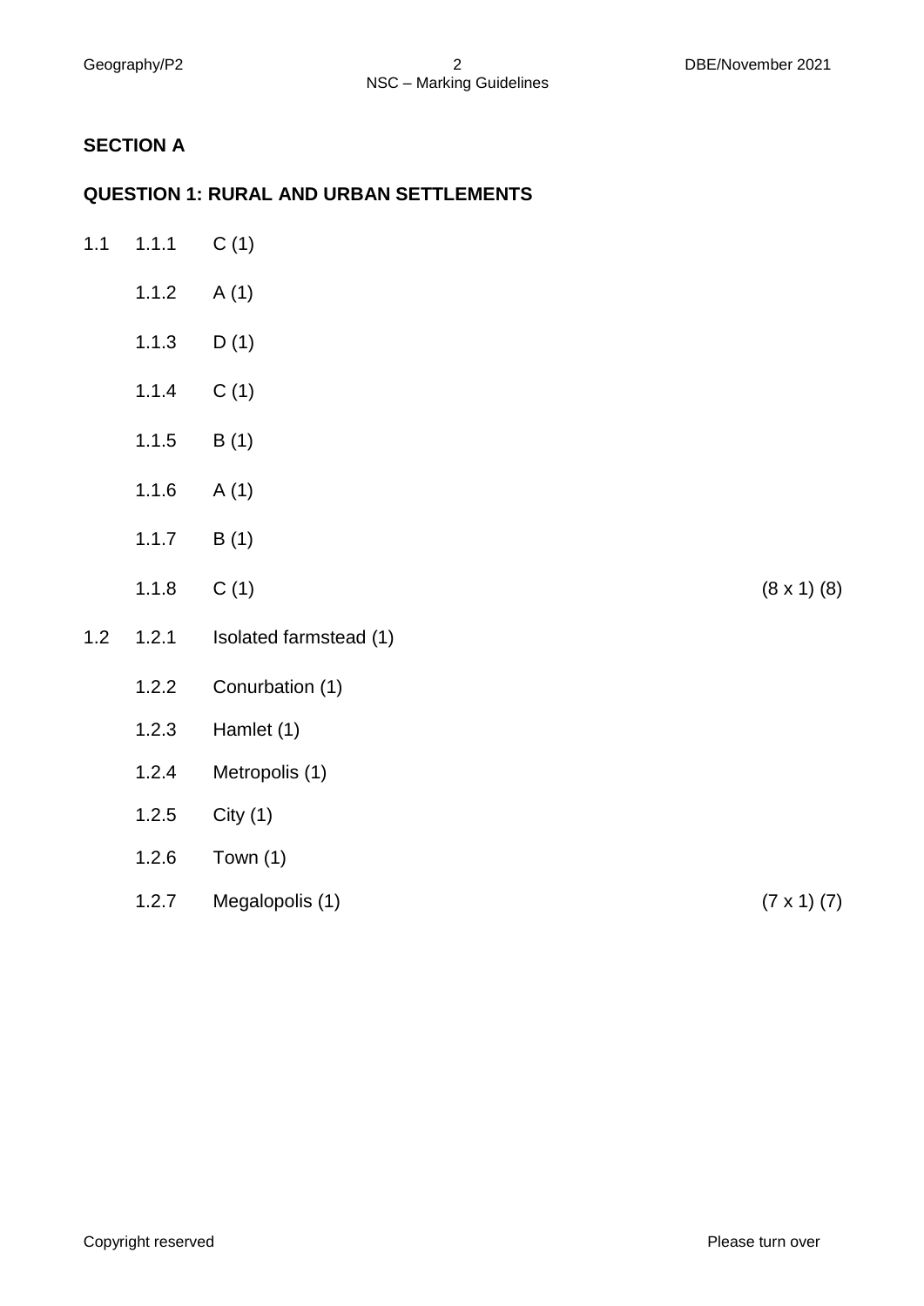## SECTION A

### QUESTION 1: RURAL AND URBAN SETTLEMENTS

| | | | |
|---|---|---|---|
| 1.1 | 1.1.1 | C (1) | |
| | 1.1.2 | A (1) | |
| | 1.1.3 | D (1) | |
| | 1.1.4 | C (1) | |
| | 1.1.5 | B (1) | |
| | 1.1.6 | A (1) | |
| | 1.1.7 | B (1) | |
| | 1.1.8 | C (1) | (8 x 1) (8) |
| 1.2 | 1.2.1 | Isolated farmstead (1) | |
| | 1.2.2 | Conurbation (1) | |
| | 1.2.3 | Hamlet (1) | |
| | 1.2.4 | Metropolis (1) | |
| | 1.2.5 | City (1) | |
| | 1.2.6 | Town (1) | |
| | 1.2.7 | Megalopolis (1) | (7 x 1) (7) |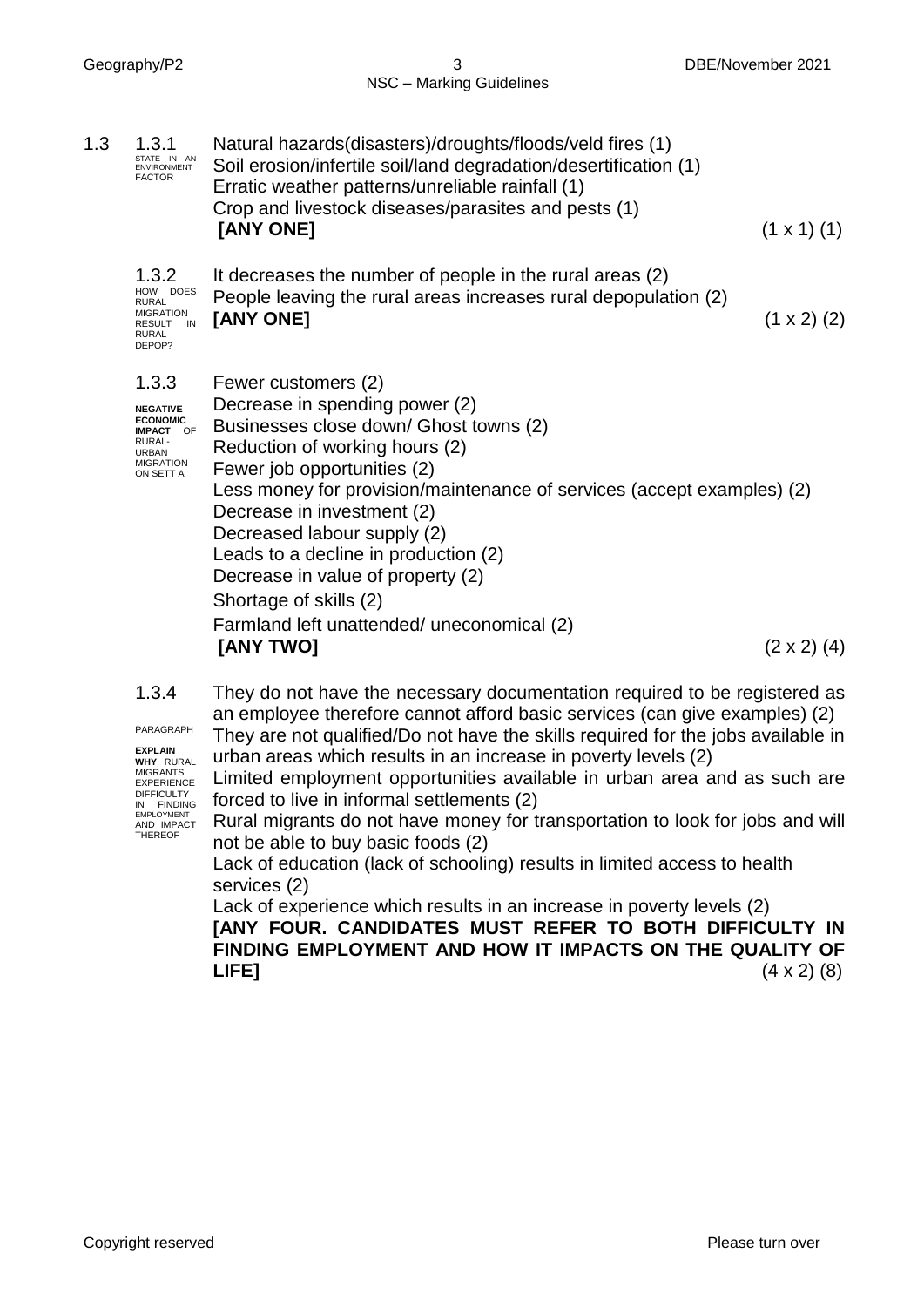**1.3**

**1.3.1** STATE IN AN ENVIRONMENT FACTOR

Natural hazards(disasters)/droughts/floods/veld fires (1)
Soil erosion/infertile soil/land degradation/desertification (1)
Erratic weather patterns/unreliable rainfall (1)
Crop and livestock diseases/parasites and pests (1)
**[ANY ONE]** (1 x 1) (1)

**1.3.2** HOW DOES RURAL MIGRATION RESULT IN RURAL DEPOP?

It decreases the number of people in the rural areas (2)
People leaving the rural areas increases rural depopulation (2)
**[ANY ONE]** (1 x 2) (2)

**1.3.3** **NEGATIVE ECONOMIC IMPACT** OF RURAL-URBAN MIGRATION ON SETT A

Fewer customers (2)
Decrease in spending power (2)
Businesses close down/ Ghost towns (2)
Reduction of working hours (2)
Fewer job opportunities (2)
Less money for provision/maintenance of services (accept examples) (2)
Decrease in investment (2)
Decreased labour supply (2)
Leads to a decline in production (2)
Decrease in value of property (2)
Shortage of skills (2)
Farmland left unattended/ uneconomical (2)
**[ANY TWO]** (2 x 2) (4)

**1.3.4** PARAGRAPH **EXPLAIN WHY** RURAL MIGRANTS EXPERIENCE DIFFICULTY IN FINDING EMPLOYMENT AND IMPACT THEREOF

They do not have the necessary documentation required to be registered as an employee therefore cannot afford basic services (can give examples) (2)
They are not qualified/Do not have the skills required for the jobs available in urban areas which results in an increase in poverty levels (2)
Limited employment opportunities available in urban area and as such are forced to live in informal settlements (2)
Rural migrants do not have money for transportation to look for jobs and will not be able to buy basic foods (2)
Lack of education (lack of schooling) results in limited access to health services (2)
Lack of experience which results in an increase in poverty levels (2)
**[ANY FOUR. CANDIDATES MUST REFER TO BOTH DIFFICULTY IN FINDING EMPLOYMENT AND HOW IT IMPACTS ON THE QUALITY OF LIFE]** (4 x 2) (8)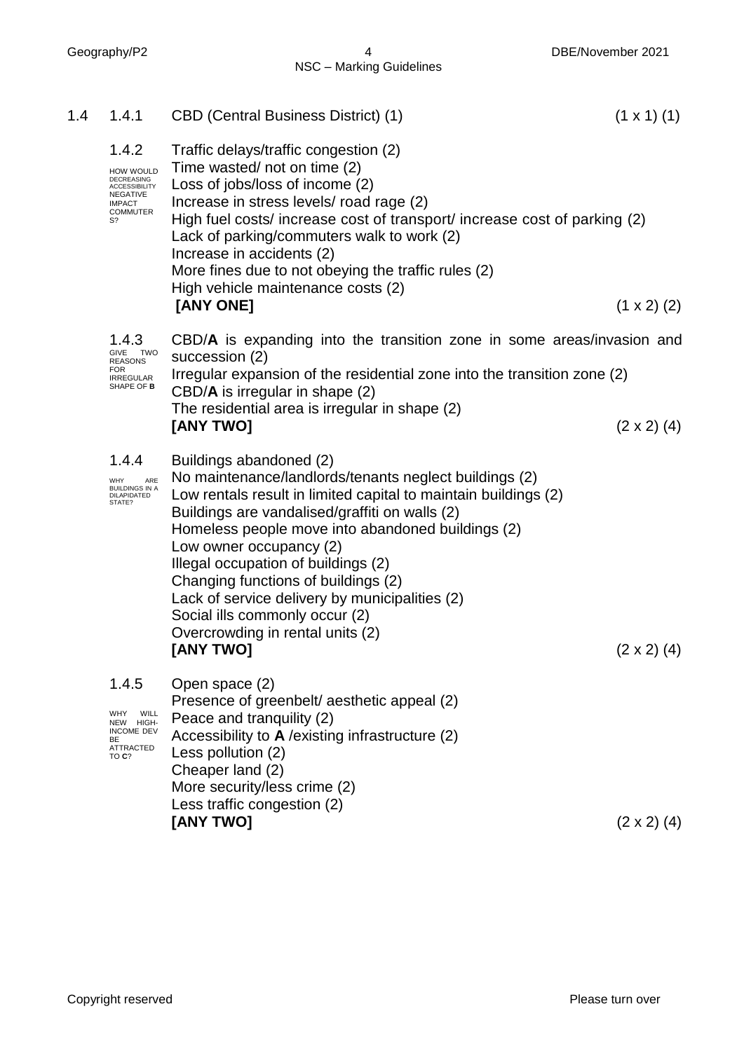1.4

1.4.1 CBD (Central Business District) (1) (1 x 1) (1)

1.4.2 HOW WOULD DECREASING ACCESSIBILITY NEGATIVE IMPACT COMMUTERS?

Traffic delays/traffic congestion (2)
Time wasted/ not on time (2)
Loss of jobs/loss of income (2)
Increase in stress levels/ road rage (2)
High fuel costs/ increase cost of transport/ increase cost of parking (2)
Lack of parking/commuters walk to work (2)
Increase in accidents (2)
More fines due to not obeying the traffic rules (2)
High vehicle maintenance costs (2)
**[ANY ONE]** (1 x 2) (2)

1.4.3 GIVE TWO REASONS FOR IRREGULAR SHAPE OF **B**

CBD/**A** is expanding into the transition zone in some areas/invasion and succession (2)
Irregular expansion of the residential zone into the transition zone (2)
CBD/**A** is irregular in shape (2)
The residential area is irregular in shape (2)
**[ANY TWO]** (2 x 2) (4)

1.4.4 WHY ARE BUILDINGS IN A DILAPIDATED STATE?

Buildings abandoned (2)
No maintenance/landlords/tenants neglect buildings (2)
Low rentals result in limited capital to maintain buildings (2)
Buildings are vandalised/graffiti on walls (2)
Homeless people move into abandoned buildings (2)
Low owner occupancy (2)
Illegal occupation of buildings (2)
Changing functions of buildings (2)
Lack of service delivery by municipalities (2)
Social ills commonly occur (2)
Overcrowding in rental units (2)
**[ANY TWO]** (2 x 2) (4)

1.4.5 WHY WILL NEW HIGH-INCOME DEV BE ATTRACTED TO **C**?

Open space (2)
Presence of greenbelt/ aesthetic appeal (2)
Peace and tranquility (2)
Accessibility to **A** /existing infrastructure (2)
Less pollution (2)
Cheaper land (2)
More security/less crime (2)
Less traffic congestion (2)
**[ANY TWO]** (2 x 2) (4)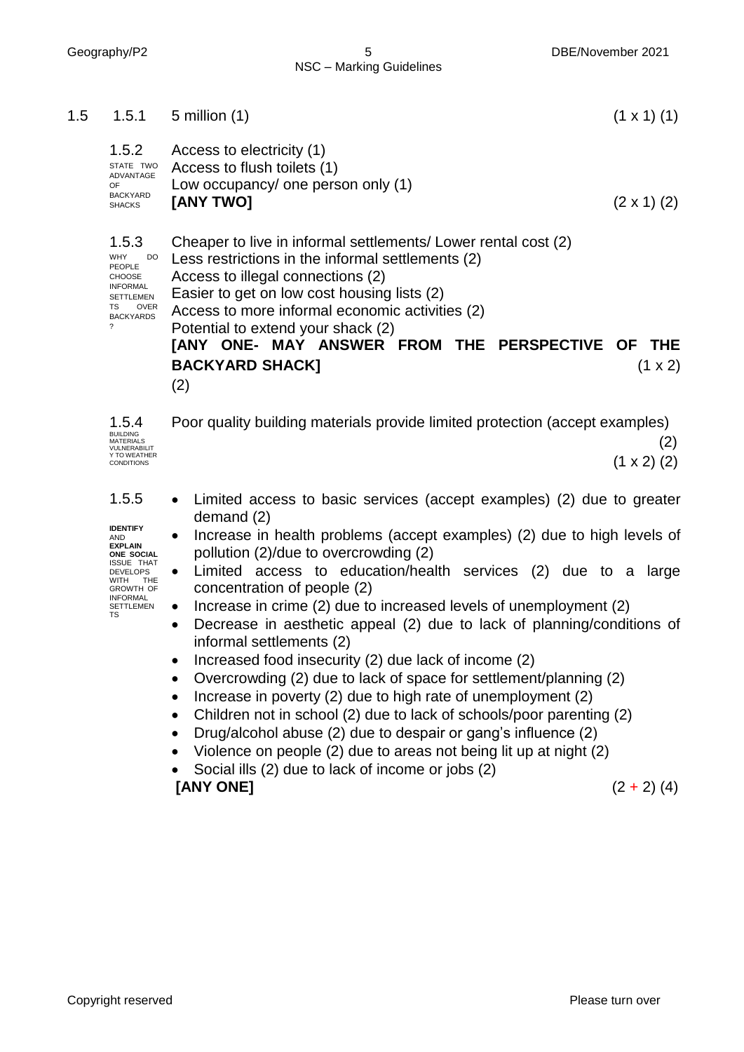1.5

1.5.1 5 million (1) (1 x 1) (1)

1.5.2 STATE TWO ADVANTAGE OF BACKYARD SHACKS

Access to electricity (1)
Access to flush toilets (1)
Low occupancy/ one person only (1)
**[ANY TWO]** (2 x 1) (2)

1.5.3 WHY DO PEOPLE CHOOSE INFORMAL SETTLEMENTS OVER BACKYARDS?

Cheaper to live in informal settlements/ Lower rental cost (2)
Less restrictions in the informal settlements (2)
Access to illegal connections (2)
Easier to get on low cost housing lists (2)
Access to more informal economic activities (2)
Potential to extend your shack (2)
**[ANY ONE- MAY ANSWER FROM THE PERSPECTIVE OF THE BACKYARD SHACK]** (1 x 2) (2)

1.5.4 BUILDING MATERIALS VULNERABILITY TO WEATHER CONDITIONS

Poor quality building materials provide limited protection (accept examples) (2)
(1 x 2) (2)

1.5.5 **IDENTIFY** AND **EXPLAIN** **ONE SOCIAL** ISSUE THAT DEVELOPS WITH THE GROWTH OF INFORMAL SETTLEMENTS

- Limited access to basic services (accept examples) (2) due to greater demand (2)
- Increase in health problems (accept examples) (2) due to high levels of pollution (2)/due to overcrowding (2)
- Limited access to education/health services (2) due to a large concentration of people (2)
- Increase in crime (2) due to increased levels of unemployment (2)
- Decrease in aesthetic appeal (2) due to lack of planning/conditions of informal settlements (2)
- Increased food insecurity (2) due lack of income (2)
- Overcrowding (2) due to lack of space for settlement/planning (2)
- Increase in poverty (2) due to high rate of unemployment (2)
- Children not in school (2) due to lack of schools/poor parenting (2)
- Drug/alcohol abuse (2) due to despair or gang's influence (2)
- Violence on people (2) due to areas not being lit up at night (2)
- Social ills (2) due to lack of income or jobs (2)

**[ANY ONE]** (2 + 2) (4)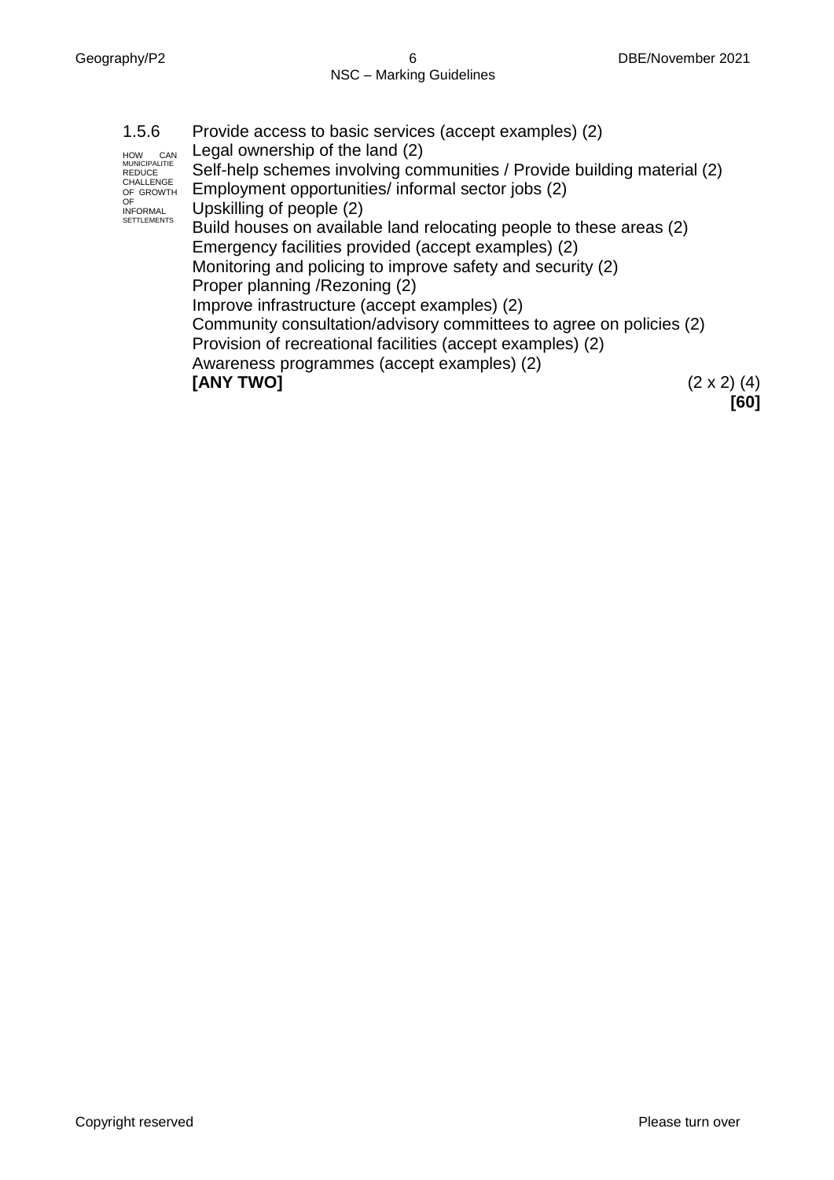1.5.6

HOW CAN MUNICIPALITIE REDUCE CHALLENGE OF GROWTH OF INFORMAL SETTLEMENTS

Provide access to basic services (accept examples) (2)
Legal ownership of the land (2)
Self-help schemes involving communities / Provide building material (2)
Employment opportunities/ informal sector jobs (2)
Upskilling of people (2)
Build houses on available land relocating people to these areas (2)
Emergency facilities provided (accept examples) (2)
Monitoring and policing to improve safety and security (2)
Proper planning /Rezoning (2)
Improve infrastructure (accept examples) (2)
Community consultation/advisory committees to agree on policies (2)
Provision of recreational facilities (accept examples) (2)
Awareness programmes (accept examples) (2)
**[ANY TWO]** (2 x 2) (4)

**[60]**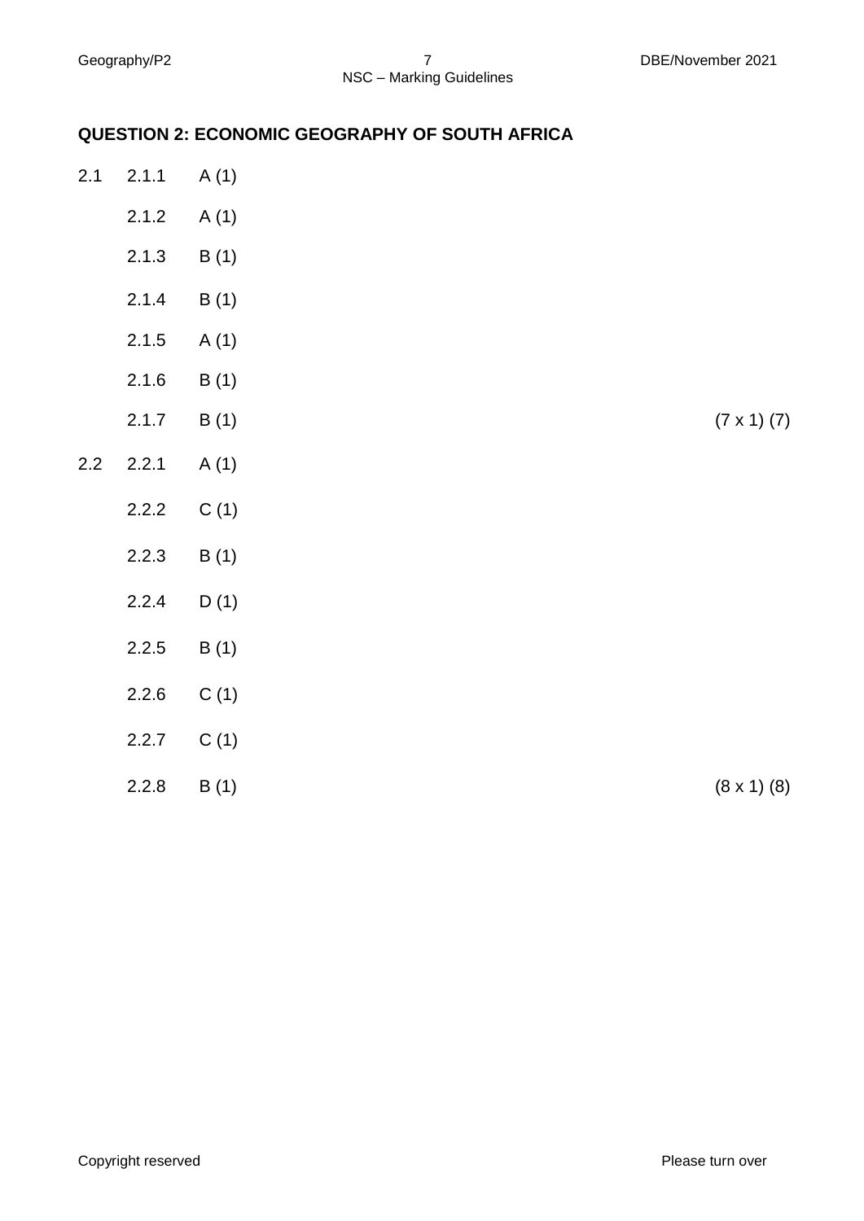## QUESTION 2: ECONOMIC GEOGRAPHY OF SOUTH AFRICA

2.1 2.1.1 A (1)

2.1.2 A (1)

2.1.3 B (1)

2.1.4 B (1)

2.1.5 A (1)

2.1.6 B (1)

2.1.7 B (1) (7 x 1) (7)

2.2 2.2.1 A (1)

2.2.2 C (1)

2.2.3 B (1)

2.2.4 D (1)

2.2.5 B (1)

2.2.6 C (1)

2.2.7 C (1)

2.2.8 B (1) (8 x 1) (8)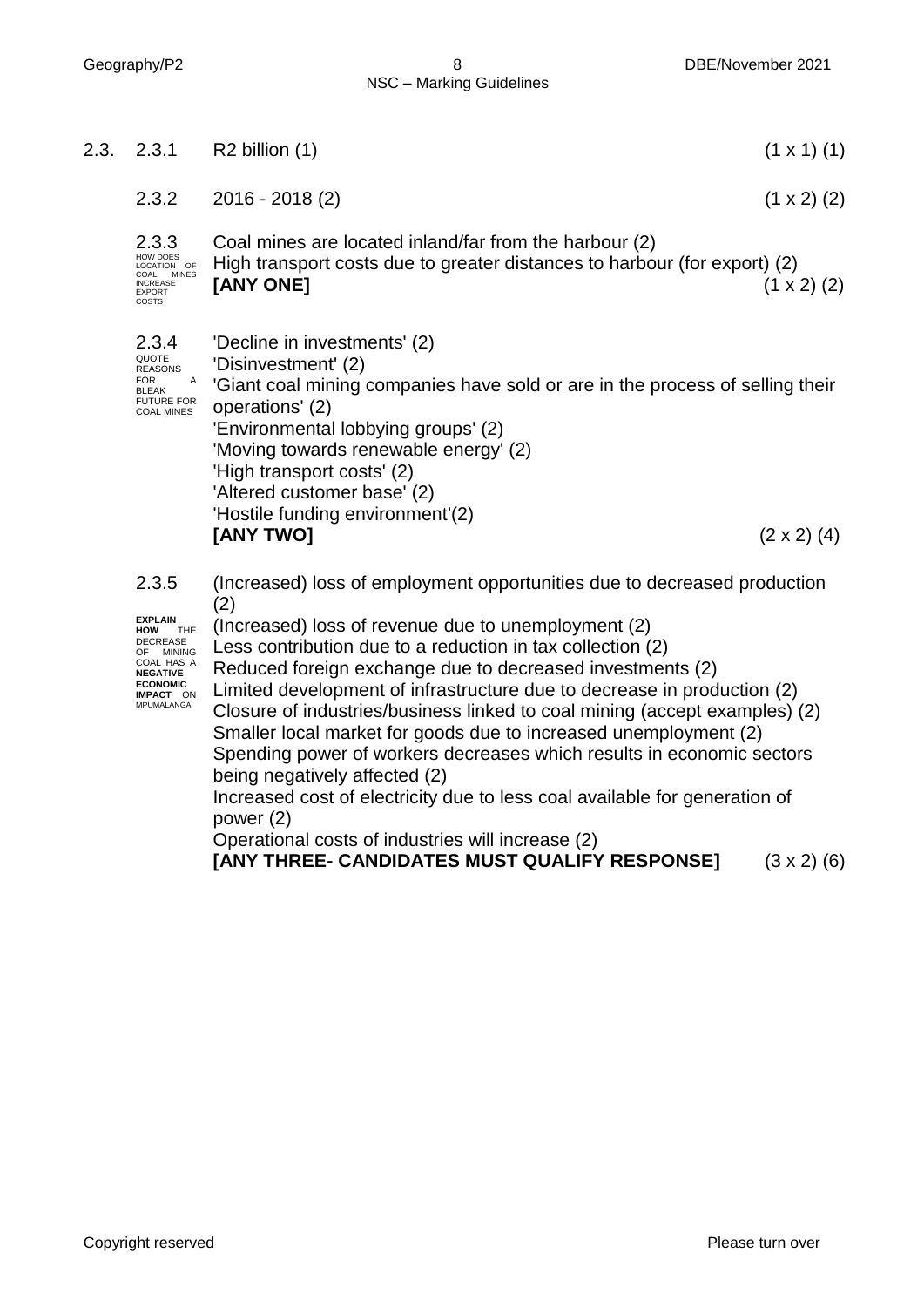2.3. 2.3.1 R2 billion (1) (1 x 1) (1)

2.3.2 2016 - 2018 (2) (1 x 2) (2)

2.3.3 *HOW DOES LOCATION OF COAL MINES INCREASE EXPORT COSTS*

Coal mines are located inland/far from the harbour (2)
High transport costs due to greater distances to harbour (for export) (2)
**[ANY ONE]** (1 x 2) (2)

2.3.4 *QUOTE REASONS FOR A BLEAK FUTURE FOR COAL MINES*

'Decline in investments' (2)
'Disinvestment' (2)
'Giant coal mining companies have sold or are in the process of selling their operations' (2)
'Environmental lobbying groups' (2)
'Moving towards renewable energy' (2)
'High transport costs' (2)
'Altered customer base' (2)
'Hostile funding environment'(2)
**[ANY TWO]** (2 x 2) (4)

2.3.5 ***EXPLAIN HOW** THE DECREASE OF MINING COAL HAS A **NEGATIVE ECONOMIC IMPACT** ON MPUMALANGA*

(Increased) loss of employment opportunities due to decreased production (2)
(Increased) loss of revenue due to unemployment (2)
Less contribution due to a reduction in tax collection (2)
Reduced foreign exchange due to decreased investments (2)
Limited development of infrastructure due to decrease in production (2)
Closure of industries/business linked to coal mining (accept examples) (2)
Smaller local market for goods due to increased unemployment (2)
Spending power of workers decreases which results in economic sectors being negatively affected (2)
Increased cost of electricity due to less coal available for generation of power (2)
Operational costs of industries will increase (2)
**[ANY THREE- CANDIDATES MUST QUALIFY RESPONSE]** (3 x 2) (6)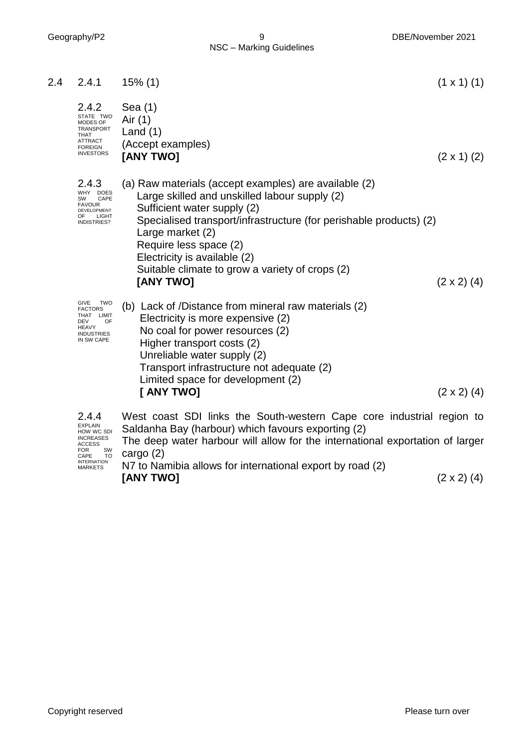**2.4**

**2.4.1** 15% (1) (1 x 1) (1)

**2.4.2** *STATE TWO MODES OF TRANSPORT THAT ATTRACT FOREIGN INVESTORS*

Sea (1)
Air (1)
Land (1)
(Accept examples)
**[ANY TWO]** (2 x 1) (2)

**2.4.3** *WHY DOES SW CAPE FAVOUR DEVELOPMENT OF LIGHT INDISTRIES?*

(a) Raw materials (accept examples) are available (2)
Large skilled and unskilled labour supply (2)
Sufficient water supply (2)
Specialised transport/infrastructure (for perishable products) (2)
Large market (2)
Require less space (2)
Electricity is available (2)
Suitable climate to grow a variety of crops (2)
**[ANY TWO]** (2 x 2) (4)

*GIVE TWO FACTORS THAT LIMIT DEV OF HEAVY INDUSTRIES IN SW CAPE*

(b) Lack of /Distance from mineral raw materials (2)
Electricity is more expensive (2)
No coal for power resources (2)
Higher transport costs (2)
Unreliable water supply (2)
Transport infrastructure not adequate (2)
Limited space for development (2)
**[ ANY TWO]** (2 x 2) (4)

**2.4.4** *EXPLAIN HOW WC SDI INCREASES ACCESS FOR SW CAPE TO INTERNATION MARKETS*

West coast SDI links the South-western Cape core industrial region to Saldanha Bay (harbour) which favours exporting (2)
The deep water harbour will allow for the international exportation of larger cargo (2)
N7 to Namibia allows for international export by road (2)
**[ANY TWO]** (2 x 2) (4)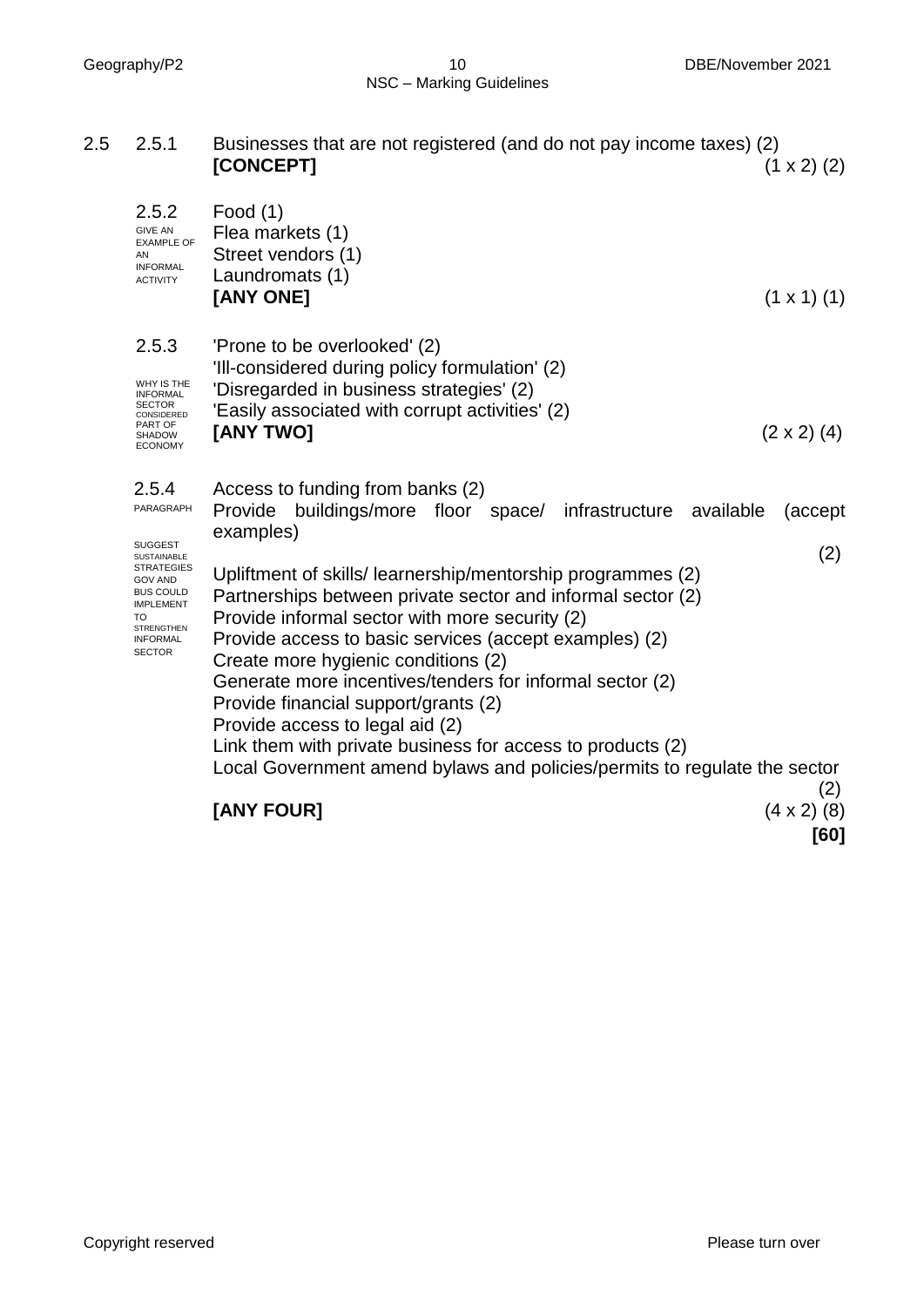**2.5**

**2.5.1** Businesses that are not registered (and do not pay income taxes) (2)
**[CONCEPT]** (1 x 2) (2)

**2.5.2**
GIVE AN EXAMPLE OF AN INFORMAL ACTIVITY

Food (1)
Flea markets (1)
Street vendors (1)
Laundromats (1)
**[ANY ONE]** (1 x 1) (1)

**2.5.3**
WHY IS THE INFORMAL SECTOR CONSIDERED PART OF SHADOW ECONOMY

'Prone to be overlooked' (2)
'Ill-considered during policy formulation' (2)
'Disregarded in business strategies' (2)
'Easily associated with corrupt activities' (2)
**[ANY TWO]** (2 x 2) (4)

**2.5.4**
PARAGRAPH

SUGGEST SUSTAINABLE STRATEGIES GOV AND BUS COULD IMPLEMENT TO STRENGTHEN INFORMAL SECTOR

Access to funding from banks (2)
Provide buildings/more floor space/ infrastructure available (accept examples) (2)
Upliftment of skills/ learnership/mentorship programmes (2)
Partnerships between private sector and informal sector (2)
Provide informal sector with more security (2)
Provide access to basic services (accept examples) (2)
Create more hygienic conditions (2)
Generate more incentives/tenders for informal sector (2)
Provide financial support/grants (2)
Provide access to legal aid (2)
Link them with private business for access to products (2)
Local Government amend bylaws and policies/permits to regulate the sector (2)
**[ANY FOUR]** (4 x 2) (8)

**[60]**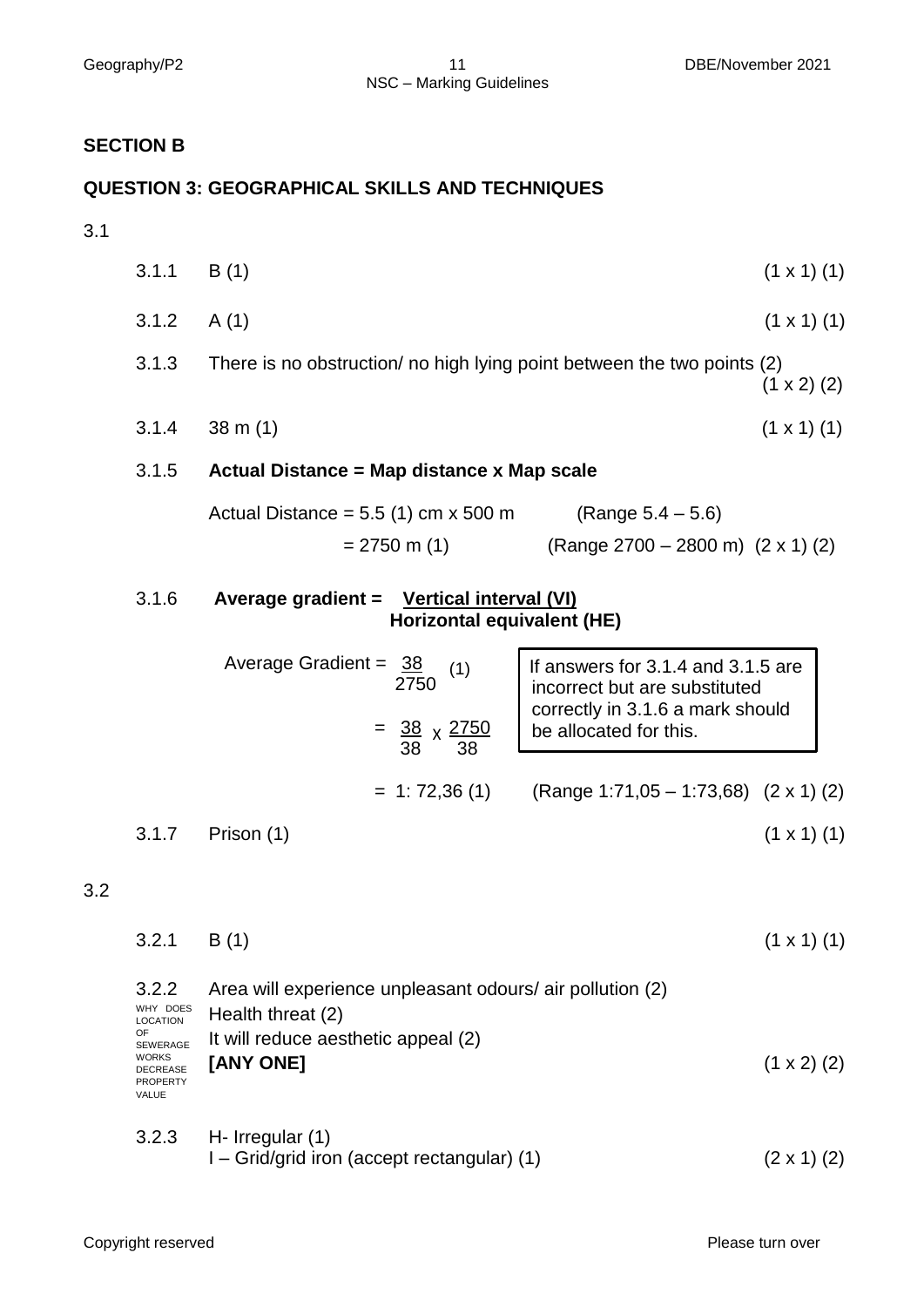## SECTION B

## QUESTION 3: GEOGRAPHICAL SKILLS AND TECHNIQUES

3.1

3.1.1 B (1) (1 x 1) (1)

3.1.2 A (1) (1 x 1) (1)

3.1.3 There is no obstruction/ no high lying point between the two points (2) (1 x 2) (2)

3.1.4 38 m (1) (1 x 1) (1)

3.1.5 **Actual Distance = Map distance x Map scale**

Actual Distance = 5.5 (1) cm x 500 m (Range 5.4 – 5.6)

= 2750 m (1) (Range 2700 – 2800 m) (2 x 1) (2)

3.1.6 **Average gradient =** $\dfrac{\textbf{Vertical interval (VI)}}{\textbf{Horizontal equivalent (HE)}}$

Average Gradient = $\dfrac{38}{2750}$ (1)

= $\dfrac{38}{38}$ x $\dfrac{2750}{38}$

= 1: 72,36 (1) (Range 1:71,05 – 1:73,68) (2 x 1) (2)

> If answers for 3.1.4 and 3.1.5 are incorrect but are substituted correctly in 3.1.6 a mark should be allocated for this.

3.1.7 Prison (1) (1 x 1) (1)

3.2

3.2.1 B (1) (1 x 1) (1)

3.2.2 WHY DOES LOCATION OF SEWERAGE WORKS DECREASE PROPERTY VALUE

Area will experience unpleasant odours/ air pollution (2)
Health threat (2)
It will reduce aesthetic appeal (2)
**[ANY ONE]** (1 x 2) (2)

3.2.3 H- Irregular (1)
I – Grid/grid iron (accept rectangular) (1) (2 x 1) (2)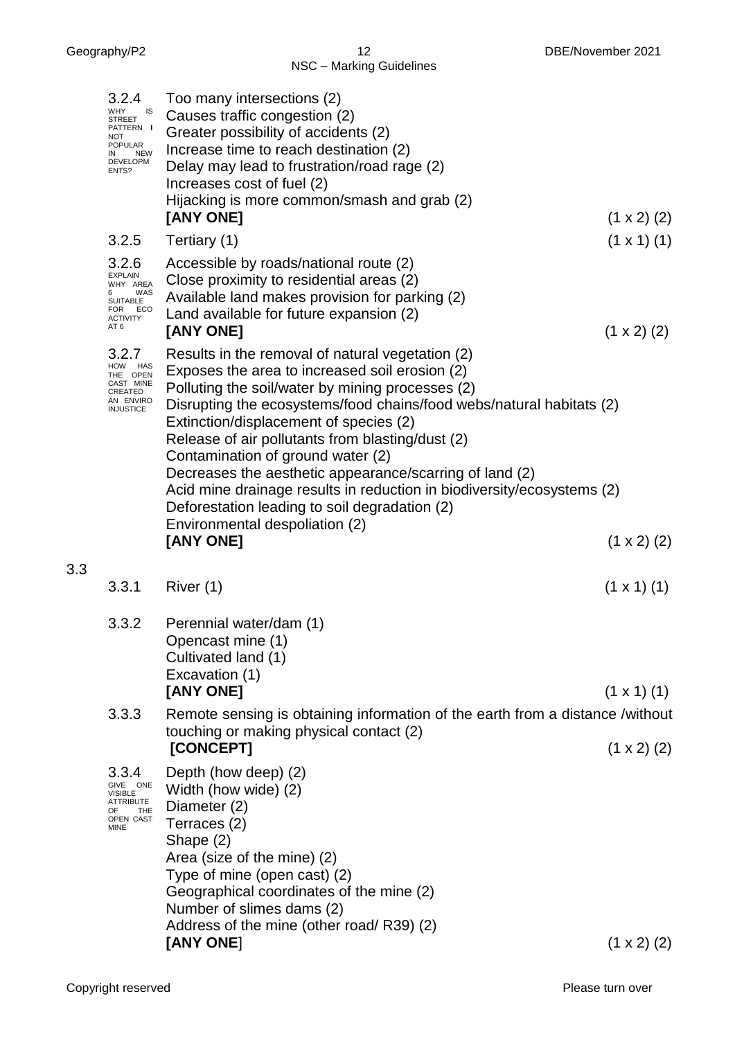**3.2.4** *WHY IS STREET PATTERN I NOT POPULAR IN NEW DEVELOPMENTS?*

Too many intersections (2)
Causes traffic congestion (2)
Greater possibility of accidents (2)
Increase time to reach destination (2)
Delay may lead to frustration/road rage (2)
Increases cost of fuel (2)
Hijacking is more common/smash and grab (2)
**[ANY ONE]** (1 x 2) (2)

**3.2.5** Tertiary (1) (1 x 1) (1)

**3.2.6** *EXPLAIN WHY AREA 6 WAS SUITABLE FOR ECO ACTIVITY AT 6*

Accessible by roads/national route (2)
Close proximity to residential areas (2)
Available land makes provision for parking (2)
Land available for future expansion (2)
**[ANY ONE]** (1 x 2) (2)

**3.2.7** *HOW HAS THE OPEN CAST MINE CREATED AN ENVIRO INJUSTICE*

Results in the removal of natural vegetation (2)
Exposes the area to increased soil erosion (2)
Polluting the soil/water by mining processes (2)
Disrupting the ecosystems/food chains/food webs/natural habitats (2)
Extinction/displacement of species (2)
Release of air pollutants from blasting/dust (2)
Contamination of ground water (2)
Decreases the aesthetic appearance/scarring of land (2)
Acid mine drainage results in reduction in biodiversity/ecosystems (2)
Deforestation leading to soil degradation (2)
Environmental despoliation (2)
**[ANY ONE]** (1 x 2) (2)

**3.3**

**3.3.1** River (1) (1 x 1) (1)

**3.3.2** Perennial water/dam (1)
Opencast mine (1)
Cultivated land (1)
Excavation (1)
**[ANY ONE]** (1 x 1) (1)

**3.3.3** Remote sensing is obtaining information of the earth from a distance /without touching or making physical contact (2)
**[CONCEPT]** (1 x 2) (2)

**3.3.4** *GIVE ONE VISIBLE ATTRIBUTE OF THE OPEN CAST MINE*

Depth (how deep) (2)
Width (how wide) (2)
Diameter (2)
Terraces (2)
Shape (2)
Area (size of the mine) (2)
Type of mine (open cast) (2)
Geographical coordinates of the mine (2)
Number of slimes dams (2)
Address of the mine (other road/ R39) (2)
**[ANY ONE]** (1 x 2) (2)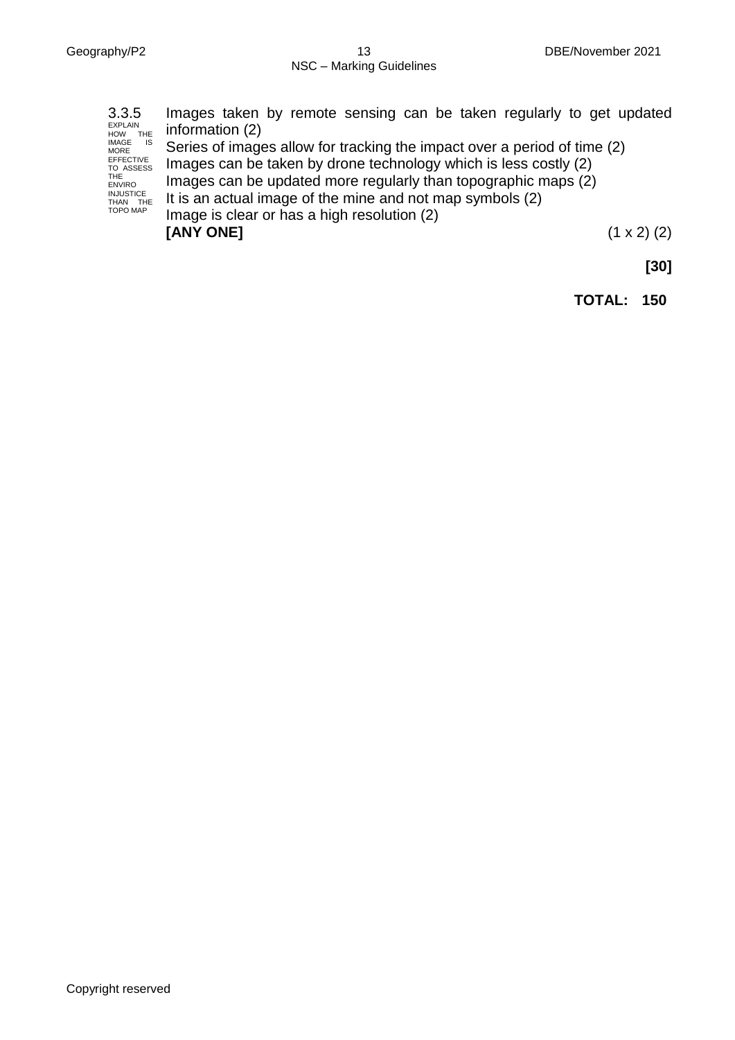3.3.5 EXPLAIN HOW THE IMAGE IS MORE EFFECTIVE TO ASSESS THE ENVIRO INJUSTICE THAN THE TOPO MAP

Images taken by remote sensing can be taken regularly to get updated information (2)
Series of images allow for tracking the impact over a period of time (2)
Images can be taken by drone technology which is less costly (2)
Images can be updated more regularly than topographic maps (2)
It is an actual image of the mine and not map symbols (2)
Image is clear or has a high resolution (2)
**[ANY ONE]** (1 x 2) (2)

**[30]**

**TOTAL: 150**